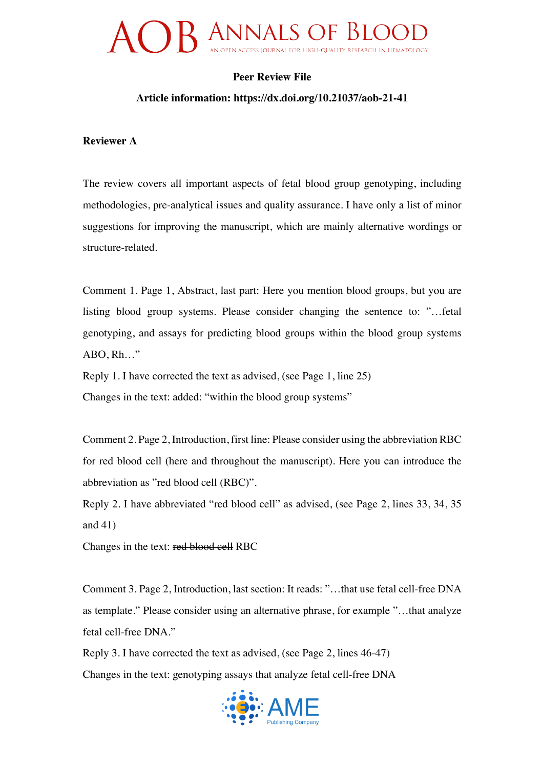**Peer Review File**

**Article information: https://dx.doi.org/10.21037/aob-21-41**

**Reviewer A**

The review covers all important aspects of fetal blood group genotyping, including methodologies, pre-analytical issues and quality assurance. I have only a list of minor suggestions for improving the manuscript, which are mainly alternative wordings or structure-related.

Comment 1. Page 1, Abstract, last part: Here you mention blood groups, but you are listing blood group systems. Please consider changing the sentence to: "…fetal genotyping, and assays for predicting blood groups within the blood group systems ABO, Rh…"

Reply 1. I have corrected the text as advised, (see Page 1, line 25)

Changes in the text: added: "within the blood group systems"

Comment 2. Page 2, Introduction, first line: Please consider using the abbreviation RBC for red blood cell (here and throughout the manuscript). Here you can introduce the abbreviation as "red blood cell (RBC)".

Reply 2. I have abbreviated "red blood cell" as advised, (see Page 2, lines 33, 34, 35 and 41)

Changes in the text: ~~red blood cell~~ RBC

Comment 3. Page 2, Introduction, last section: It reads: "…that use fetal cell-free DNA as template." Please consider using an alternative phrase, for example "…that analyze fetal cell-free DNA."

Reply 3. I have corrected the text as advised, (see Page 2, lines 46-47)

Changes in the text: genotyping assays that analyze fetal cell-free DNA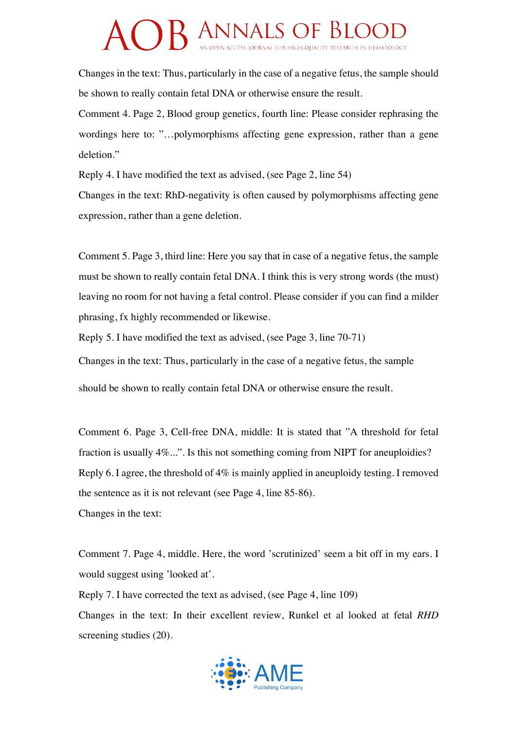Changes in the text: Thus, particularly in the case of a negative fetus, the sample should be shown to really contain fetal DNA or otherwise ensure the result.

Comment 4. Page 2, Blood group genetics, fourth line: Please consider rephrasing the wordings here to: "…polymorphisms affecting gene expression, rather than a gene deletion."

Reply 4. I have modified the text as advised, (see Page 2, line 54)

Changes in the text: RhD-negativity is often caused by polymorphisms affecting gene expression, rather than a gene deletion.

Comment 5. Page 3, third line: Here you say that in case of a negative fetus, the sample must be shown to really contain fetal DNA. I think this is very strong words (the must) leaving no room for not having a fetal control. Please consider if you can find a milder phrasing, fx highly recommended or likewise.

Reply 5. I have modified the text as advised, (see Page 3, line 70-71)

Changes in the text: Thus, particularly in the case of a negative fetus, the sample should be shown to really contain fetal DNA or otherwise ensure the result.

Comment 6. Page 3, Cell-free DNA, middle: It is stated that "A threshold for fetal fraction is usually 4%...". Is this not something coming from NIPT for aneuploidies?

Reply 6. I agree, the threshold of 4% is mainly applied in aneuploidy testing. I removed the sentence as it is not relevant (see Page 4, line 85-86).

Changes in the text:

Comment 7. Page 4, middle. Here, the word 'scrutinized' seem a bit off in my ears. I would suggest using 'looked at'.

Reply 7. I have corrected the text as advised, (see Page 4, line 109)

Changes in the text: In their excellent review, Runkel et al looked at fetal *RHD* screening studies (20).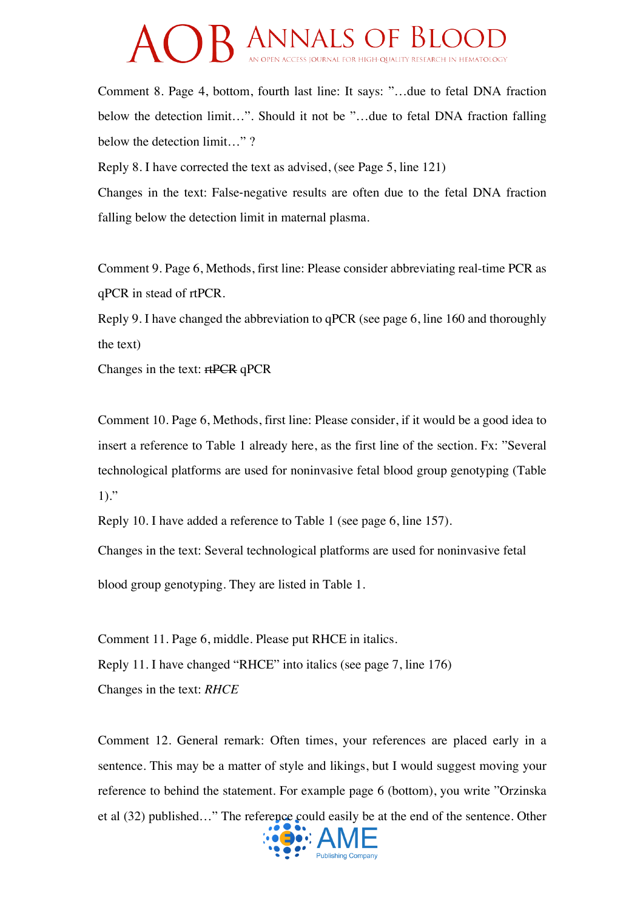Comment 8. Page 4, bottom, fourth last line: It says: "…due to fetal DNA fraction below the detection limit…". Should it not be "…due to fetal DNA fraction falling below the detection limit…" ?

Reply 8. I have corrected the text as advised, (see Page 5, line 121)

Changes in the text: False-negative results are often due to the fetal DNA fraction falling below the detection limit in maternal plasma.

Comment 9. Page 6, Methods, first line: Please consider abbreviating real-time PCR as qPCR in stead of rtPCR.

Reply 9. I have changed the abbreviation to qPCR (see page 6, line 160 and thoroughly the text)

Changes in the text: ~~rtPCR~~ qPCR

Comment 10. Page 6, Methods, first line: Please consider, if it would be a good idea to insert a reference to Table 1 already here, as the first line of the section. Fx: "Several technological platforms are used for noninvasive fetal blood group genotyping (Table 1)."

Reply 10. I have added a reference to Table 1 (see page 6, line 157).

Changes in the text: Several technological platforms are used for noninvasive fetal blood group genotyping. They are listed in Table 1.

Comment 11. Page 6, middle. Please put RHCE in italics.

Reply 11. I have changed "RHCE" into italics (see page 7, line 176)

Changes in the text: *RHCE*

Comment 12. General remark: Often times, your references are placed early in a sentence. This may be a matter of style and likings, but I would suggest moving your reference to behind the statement. For example page 6 (bottom), you write "Orzinska et al (32) published…" The reference could easily be at the end of the sentence. Other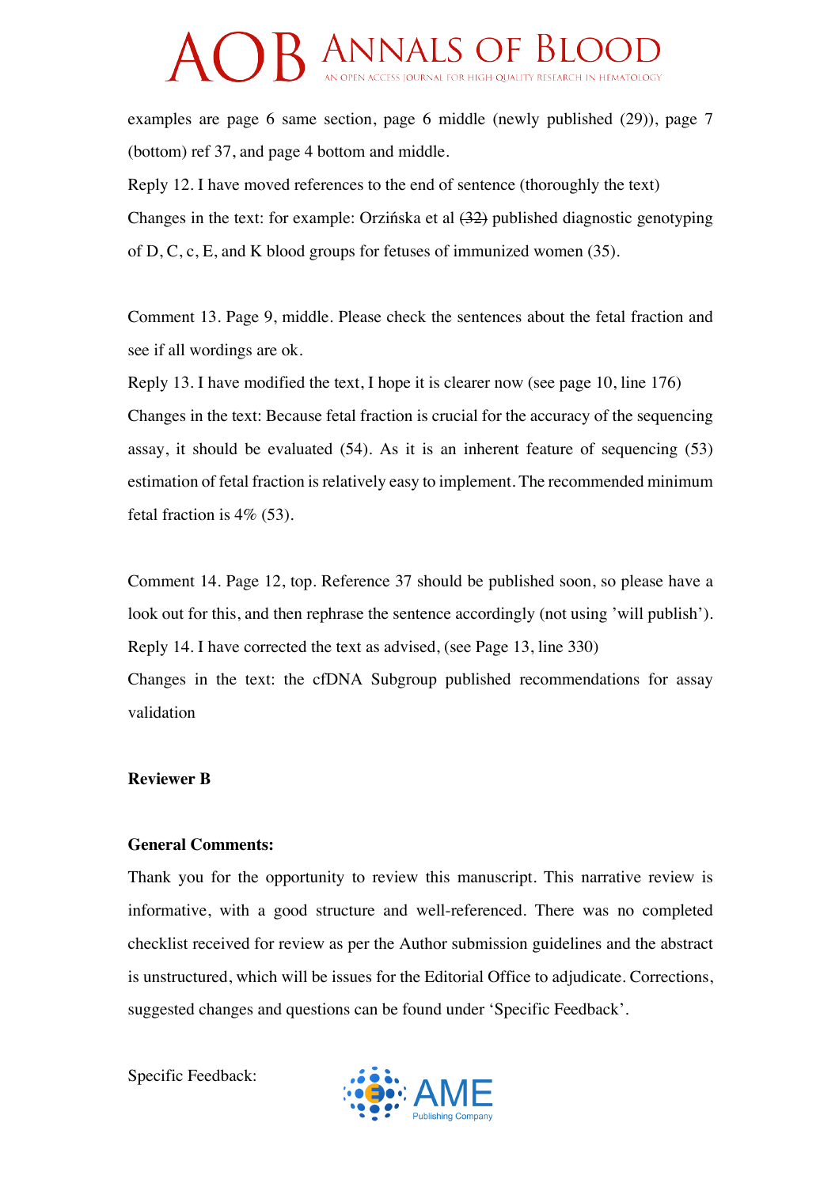examples are page 6 same section, page 6 middle (newly published (29)), page 7 (bottom) ref 37, and page 4 bottom and middle.

Reply 12. I have moved references to the end of sentence (thoroughly the text)

Changes in the text: for example: Orzińska et al ~~(32)~~ published diagnostic genotyping of D, C, c, E, and K blood groups for fetuses of immunized women (35).

Comment 13. Page 9, middle. Please check the sentences about the fetal fraction and see if all wordings are ok.

Reply 13. I have modified the text, I hope it is clearer now (see page 10, line 176)

Changes in the text: Because fetal fraction is crucial for the accuracy of the sequencing assay, it should be evaluated (54). As it is an inherent feature of sequencing (53) estimation of fetal fraction is relatively easy to implement. The recommended minimum fetal fraction is 4% (53).

Comment 14. Page 12, top. Reference 37 should be published soon, so please have a look out for this, and then rephrase the sentence accordingly (not using 'will publish').

Reply 14. I have corrected the text as advised, (see Page 13, line 330)

Changes in the text: the cfDNA Subgroup published recommendations for assay validation

**Reviewer B**

**General Comments:**

Thank you for the opportunity to review this manuscript. This narrative review is informative, with a good structure and well-referenced. There was no completed checklist received for review as per the Author submission guidelines and the abstract is unstructured, which will be issues for the Editorial Office to adjudicate. Corrections, suggested changes and questions can be found under 'Specific Feedback'.

Specific Feedback: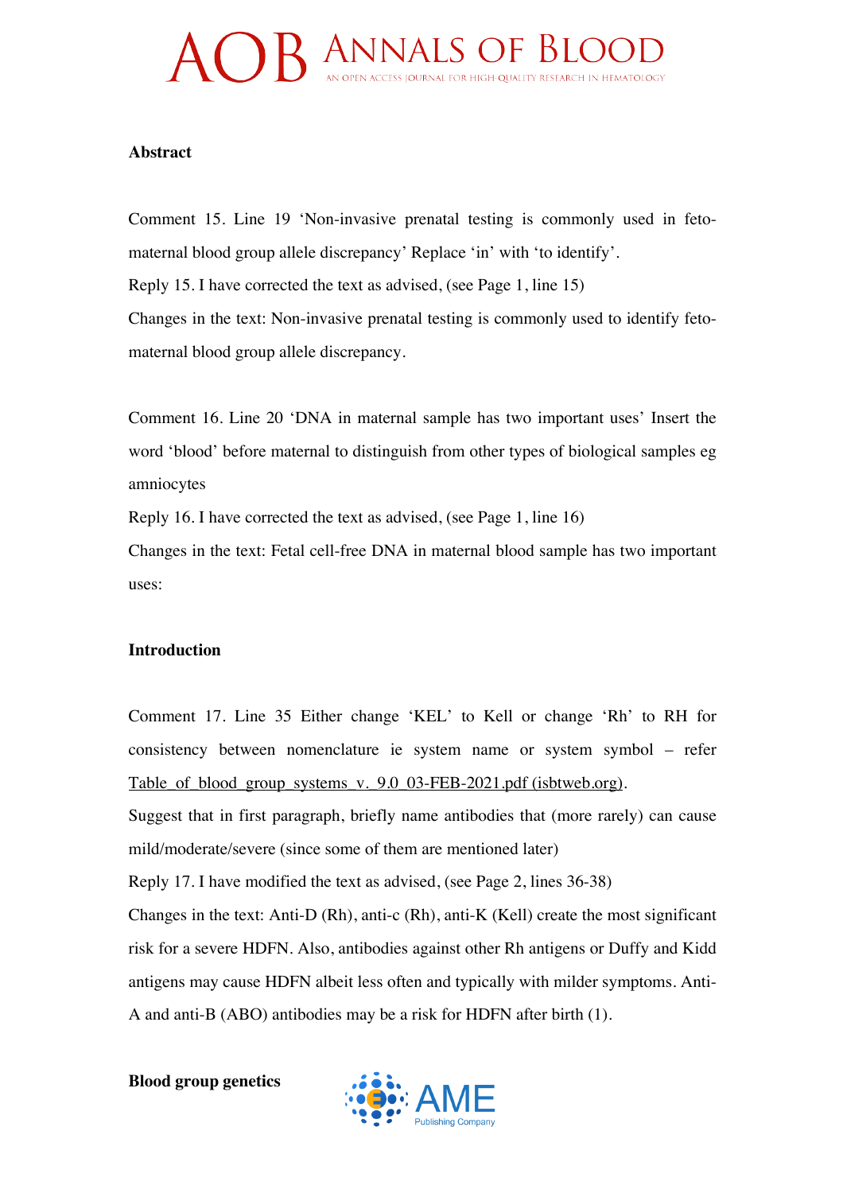**Abstract**

Comment 15. Line 19 'Non-invasive prenatal testing is commonly used in feto-maternal blood group allele discrepancy' Replace 'in' with 'to identify'.

Reply 15. I have corrected the text as advised, (see Page 1, line 15)

Changes in the text: Non-invasive prenatal testing is commonly used to identify feto-maternal blood group allele discrepancy.

Comment 16. Line 20 'DNA in maternal sample has two important uses' Insert the word 'blood' before maternal to distinguish from other types of biological samples eg amniocytes

Reply 16. I have corrected the text as advised, (see Page 1, line 16)

Changes in the text: Fetal cell-free DNA in maternal blood sample has two important uses:

**Introduction**

Comment 17. Line 35 Either change 'KEL' to Kell or change 'Rh' to RH for consistency between nomenclature ie system name or system symbol – refer Table_of_blood_group_systems_v._9.0_03-FEB-2021.pdf (isbtweb.org).

Suggest that in first paragraph, briefly name antibodies that (more rarely) can cause mild/moderate/severe (since some of them are mentioned later)

Reply 17. I have modified the text as advised, (see Page 2, lines 36-38)

Changes in the text: Anti-D (Rh), anti-c (Rh), anti-K (Kell) create the most significant risk for a severe HDFN. Also, antibodies against other Rh antigens or Duffy and Kidd antigens may cause HDFN albeit less often and typically with milder symptoms. Anti-A and anti-B (ABO) antibodies may be a risk for HDFN after birth (1).

**Blood group genetics**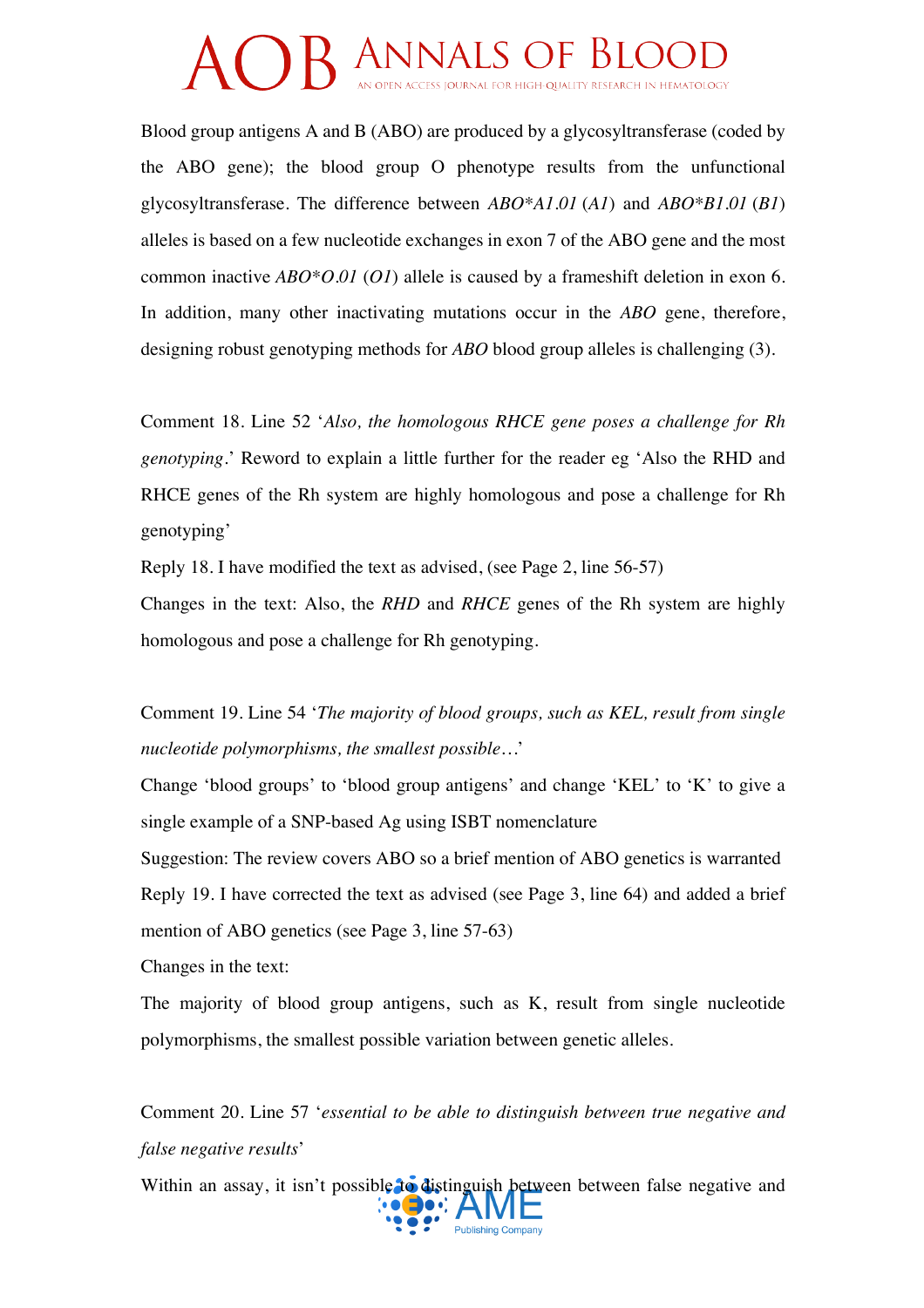Blood group antigens A and B (ABO) are produced by a glycosyltransferase (coded by the ABO gene); the blood group O phenotype results from the unfunctional glycosyltransferase. The difference between *ABO\*A1.01* (*A1*) and *ABO\*B1.01* (*B1*) alleles is based on a few nucleotide exchanges in exon 7 of the ABO gene and the most common inactive *ABO\*O.01* (*O1*) allele is caused by a frameshift deletion in exon 6. In addition, many other inactivating mutations occur in the *ABO* gene, therefore, designing robust genotyping methods for *ABO* blood group alleles is challenging (3).

Comment 18. Line 52 '*Also, the homologous RHCE gene poses a challenge for Rh genotyping*.' Reword to explain a little further for the reader eg 'Also the RHD and RHCE genes of the Rh system are highly homologous and pose a challenge for Rh genotyping'

Reply 18. I have modified the text as advised, (see Page 2, line 56-57)

Changes in the text: Also, the *RHD* and *RHCE* genes of the Rh system are highly homologous and pose a challenge for Rh genotyping.

Comment 19. Line 54 '*The majority of blood groups, such as KEL, result from single nucleotide polymorphisms, the smallest possible…*'

Change 'blood groups' to 'blood group antigens' and change 'KEL' to 'K' to give a single example of a SNP-based Ag using ISBT nomenclature

Suggestion: The review covers ABO so a brief mention of ABO genetics is warranted

Reply 19. I have corrected the text as advised (see Page 3, line 64) and added a brief mention of ABO genetics (see Page 3, line 57-63)

Changes in the text:

The majority of blood group antigens, such as K, result from single nucleotide polymorphisms, the smallest possible variation between genetic alleles.

Comment 20. Line 57 '*essential to be able to distinguish between true negative and false negative results*'

Within an assay, it isn't possible to distinguish between between false negative and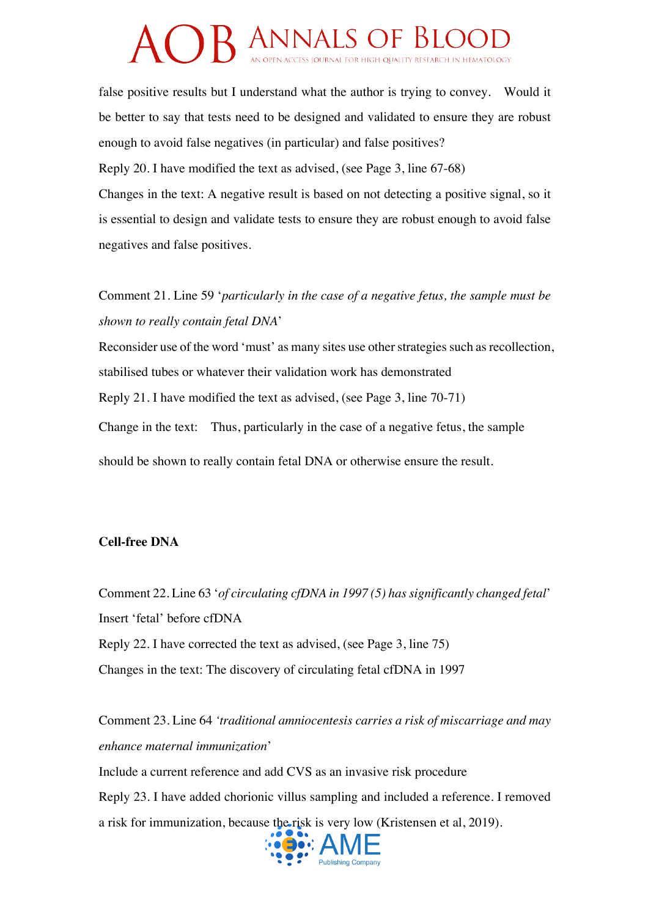false positive results but I understand what the author is trying to convey. Would it be better to say that tests need to be designed and validated to ensure they are robust enough to avoid false negatives (in particular) and false positives?

Reply 20. I have modified the text as advised, (see Page 3, line 67-68)

Changes in the text: A negative result is based on not detecting a positive signal, so it is essential to design and validate tests to ensure they are robust enough to avoid false negatives and false positives.

Comment 21. Line 59 '*particularly in the case of a negative fetus, the sample must be shown to really contain fetal DNA*'

Reconsider use of the word 'must' as many sites use other strategies such as recollection, stabilised tubes or whatever their validation work has demonstrated

Reply 21. I have modified the text as advised, (see Page 3, line 70-71)

Change in the text: Thus, particularly in the case of a negative fetus, the sample should be shown to really contain fetal DNA or otherwise ensure the result.

**Cell-free DNA**

Comment 22. Line 63 '*of circulating cfDNA in 1997 (5) has significantly changed fetal*'

Insert 'fetal' before cfDNA

Reply 22. I have corrected the text as advised, (see Page 3, line 75)

Changes in the text: The discovery of circulating fetal cfDNA in 1997

Comment 23. Line 64 '*traditional amniocentesis carries a risk of miscarriage and may enhance maternal immunization*'

Include a current reference and add CVS as an invasive risk procedure

Reply 23. I have added chorionic villus sampling and included a reference. I removed a risk for immunization, because the risk is very low (Kristensen et al, 2019).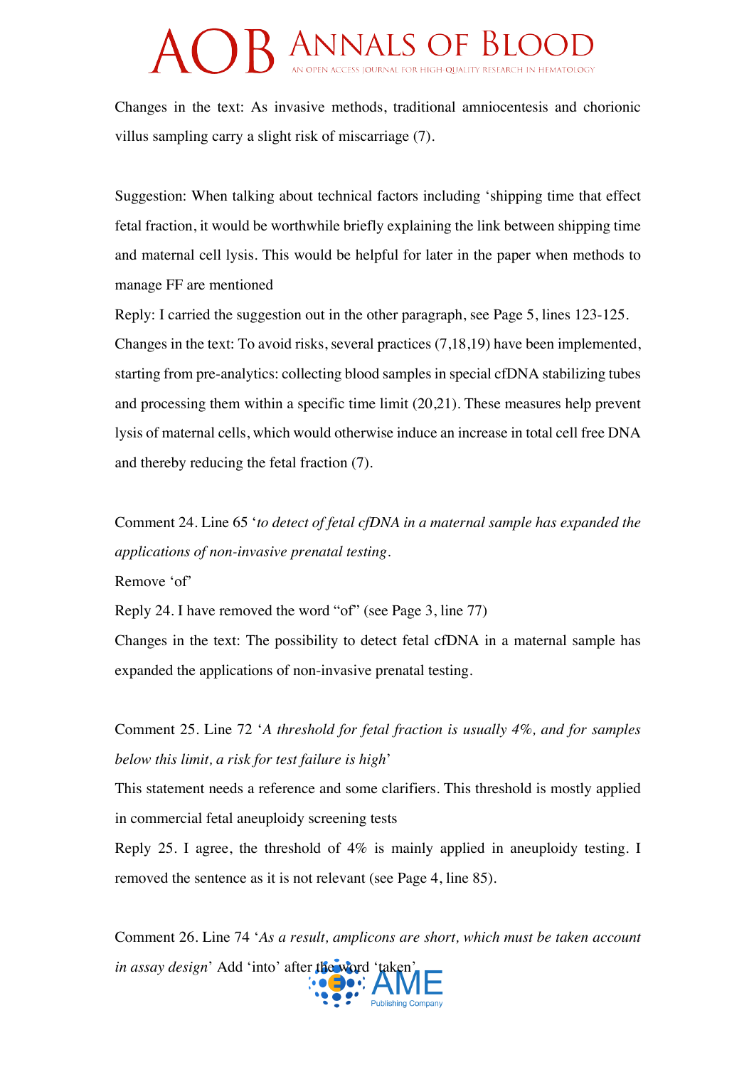Changes in the text: As invasive methods, traditional amniocentesis and chorionic villus sampling carry a slight risk of miscarriage (7).

Suggestion: When talking about technical factors including ‘shipping time that effect fetal fraction, it would be worthwhile briefly explaining the link between shipping time and maternal cell lysis. This would be helpful for later in the paper when methods to manage FF are mentioned

Reply: I carried the suggestion out in the other paragraph, see Page 5, lines 123-125.

Changes in the text: To avoid risks, several practices (7,18,19) have been implemented, starting from pre-analytics: collecting blood samples in special cfDNA stabilizing tubes and processing them within a specific time limit (20,21). These measures help prevent lysis of maternal cells, which would otherwise induce an increase in total cell free DNA and thereby reducing the fetal fraction (7).

Comment 24. Line 65 ‘*to detect of fetal cfDNA in a maternal sample has expanded the applications of non-invasive prenatal testing*.

Remove ‘of’

Reply 24. I have removed the word “of” (see Page 3, line 77)

Changes in the text: The possibility to detect fetal cfDNA in a maternal sample has expanded the applications of non-invasive prenatal testing.

Comment 25. Line 72 ‘*A threshold for fetal fraction is usually 4%, and for samples below this limit, a risk for test failure is high*’

This statement needs a reference and some clarifiers. This threshold is mostly applied in commercial fetal aneuploidy screening tests

Reply 25. I agree, the threshold of 4% is mainly applied in aneuploidy testing. I removed the sentence as it is not relevant (see Page 4, line 85).

Comment 26. Line 74 ‘*As a result, amplicons are short, which must be taken account in assay design*’ Add ‘into’ after the word ‘taken’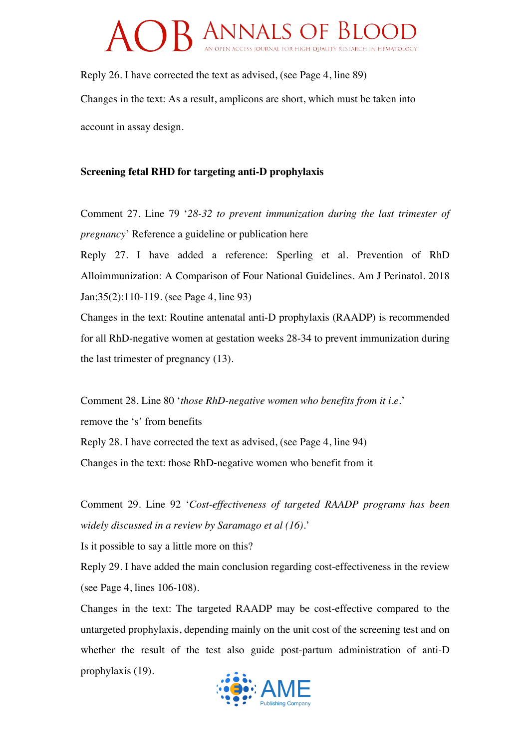Reply 26. I have corrected the text as advised, (see Page 4, line 89)

Changes in the text: As a result, amplicons are short, which must be taken into account in assay design.

**Screening fetal RHD for targeting anti-D prophylaxis**

Comment 27. Line 79 '*28-32 to prevent immunization during the last trimester of pregnancy*' Reference a guideline or publication here

Reply 27. I have added a reference: Sperling et al. Prevention of RhD Alloimmunization: A Comparison of Four National Guidelines. Am J Perinatol. 2018 Jan;35(2):110-119. (see Page 4, line 93)

Changes in the text: Routine antenatal anti-D prophylaxis (RAADP) is recommended for all RhD-negative women at gestation weeks 28-34 to prevent immunization during the last trimester of pregnancy (13).

Comment 28. Line 80 '*those RhD-negative women who benefits from it i.e.*' remove the 's' from benefits

Reply 28. I have corrected the text as advised, (see Page 4, line 94)

Changes in the text: those RhD-negative women who benefit from it

Comment 29. Line 92 '*Cost-effectiveness of targeted RAADP programs has been widely discussed in a review by Saramago et al (16).*'

Is it possible to say a little more on this?

Reply 29. I have added the main conclusion regarding cost-effectiveness in the review (see Page 4, lines 106-108).

Changes in the text: The targeted RAADP may be cost-effective compared to the untargeted prophylaxis, depending mainly on the unit cost of the screening test and on whether the result of the test also guide post-partum administration of anti-D prophylaxis (19).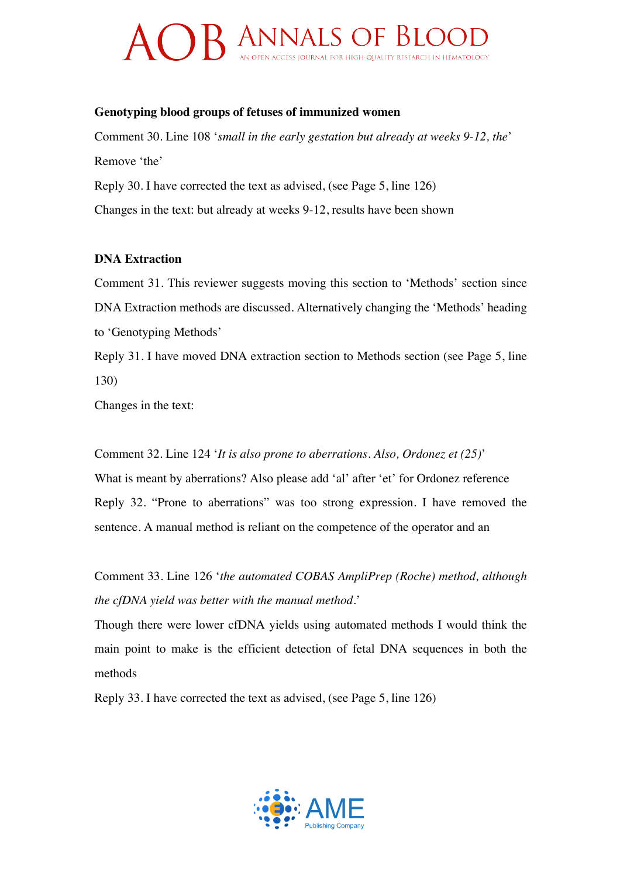**Genotyping blood groups of fetuses of immunized women**

Comment 30. Line 108 '*small in the early gestation but already at weeks 9-12, the*'

Remove 'the'

Reply 30. I have corrected the text as advised, (see Page 5, line 126)

Changes in the text: but already at weeks 9-12, results have been shown

**DNA Extraction**

Comment 31. This reviewer suggests moving this section to 'Methods' section since DNA Extraction methods are discussed. Alternatively changing the 'Methods' heading to 'Genotyping Methods'

Reply 31. I have moved DNA extraction section to Methods section (see Page 5, line 130)

Changes in the text:

Comment 32. Line 124 '*It is also prone to aberrations. Also, Ordonez et (25)*'

What is meant by aberrations? Also please add 'al' after 'et' for Ordonez reference

Reply 32. "Prone to aberrations" was too strong expression. I have removed the sentence. A manual method is reliant on the competence of the operator and an

Comment 33. Line 126 '*the automated COBAS AmpliPrep (Roche) method, although the cfDNA yield was better with the manual method*.'

Though there were lower cfDNA yields using automated methods I would think the main point to make is the efficient detection of fetal DNA sequences in both the methods

Reply 33. I have corrected the text as advised, (see Page 5, line 126)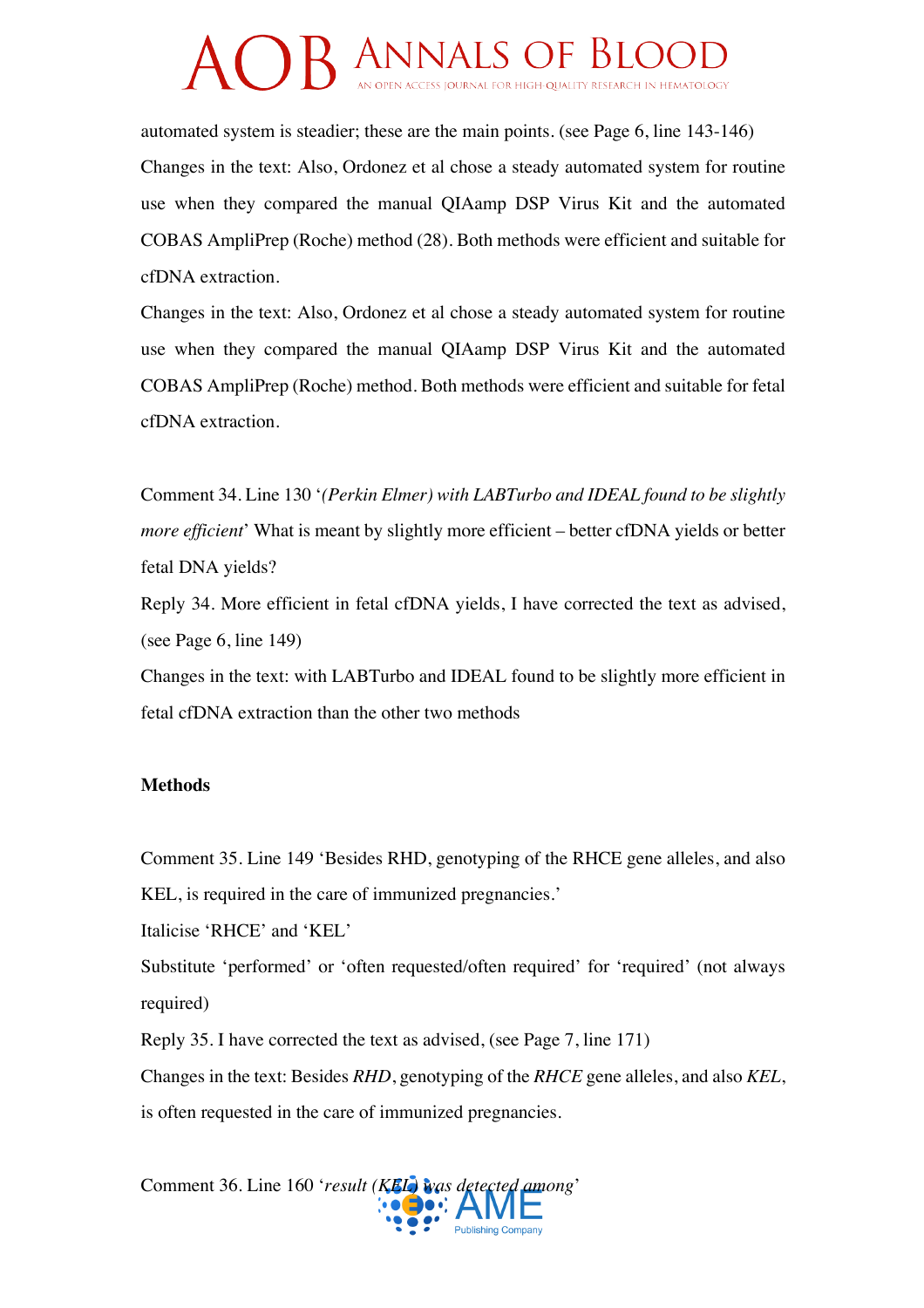automated system is steadier; these are the main points. (see Page 6, line 143-146)

Changes in the text: Also, Ordonez et al chose a steady automated system for routine use when they compared the manual QIAamp DSP Virus Kit and the automated COBAS AmpliPrep (Roche) method (28). Both methods were efficient and suitable for cfDNA extraction.

Changes in the text: Also, Ordonez et al chose a steady automated system for routine use when they compared the manual QIAamp DSP Virus Kit and the automated COBAS AmpliPrep (Roche) method. Both methods were efficient and suitable for fetal cfDNA extraction.

Comment 34. Line 130 '*(Perkin Elmer) with LABTurbo and IDEAL found to be slightly more efficient*' What is meant by slightly more efficient – better cfDNA yields or better fetal DNA yields?

Reply 34. More efficient in fetal cfDNA yields, I have corrected the text as advised, (see Page 6, line 149)

Changes in the text: with LABTurbo and IDEAL found to be slightly more efficient in fetal cfDNA extraction than the other two methods

**Methods**

Comment 35. Line 149 'Besides RHD, genotyping of the RHCE gene alleles, and also KEL, is required in the care of immunized pregnancies.'

Italicise 'RHCE' and 'KEL'

Substitute 'performed' or 'often requested/often required' for 'required' (not always required)

Reply 35. I have corrected the text as advised, (see Page 7, line 171)

Changes in the text: Besides *RHD*, genotyping of the *RHCE* gene alleles, and also *KEL*, is often requested in the care of immunized pregnancies.

Comment 36. Line 160 '*result (KEL) was detected among*'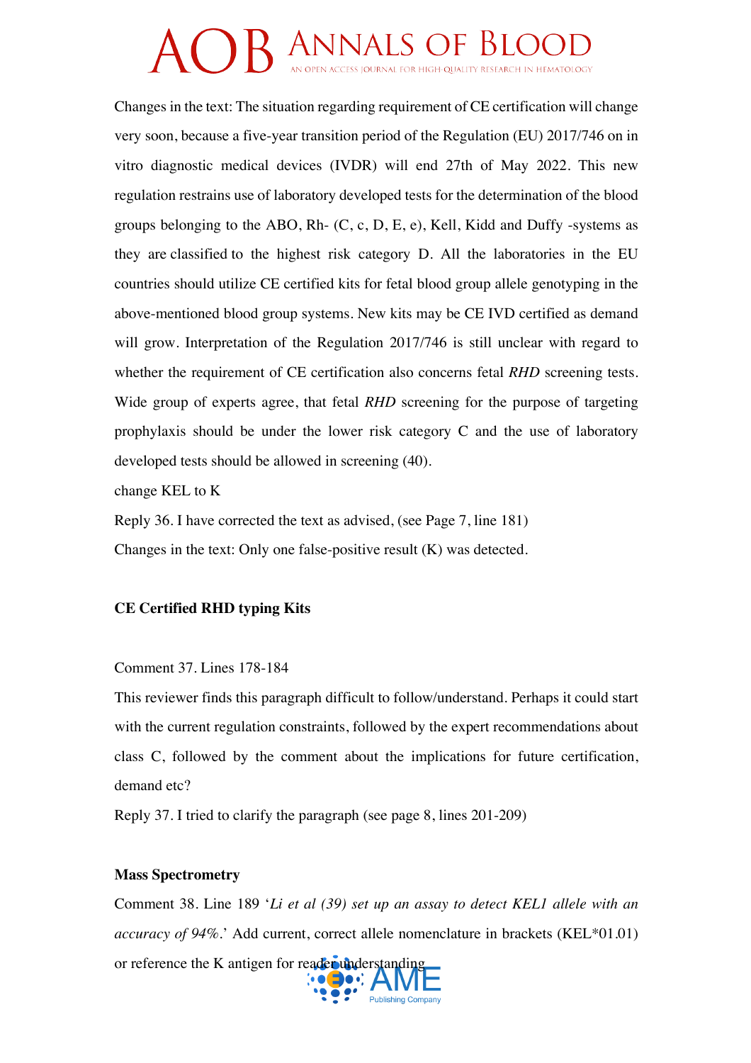Changes in the text: The situation regarding requirement of CE certification will change very soon, because a five-year transition period of the Regulation (EU) 2017/746 on in vitro diagnostic medical devices (IVDR) will end 27th of May 2022. This new regulation restrains use of laboratory developed tests for the determination of the blood groups belonging to the ABO, Rh- (C, c, D, E, e), Kell, Kidd and Duffy -systems as they are classified to the highest risk category D. All the laboratories in the EU countries should utilize CE certified kits for fetal blood group allele genotyping in the above-mentioned blood group systems. New kits may be CE IVD certified as demand will grow. Interpretation of the Regulation 2017/746 is still unclear with regard to whether the requirement of CE certification also concerns fetal *RHD* screening tests. Wide group of experts agree, that fetal *RHD* screening for the purpose of targeting prophylaxis should be under the lower risk category C and the use of laboratory developed tests should be allowed in screening (40).

change KEL to K

Reply 36. I have corrected the text as advised, (see Page 7, line 181)

Changes in the text: Only one false-positive result (K) was detected.

**CE Certified RHD typing Kits**

Comment 37. Lines 178-184

This reviewer finds this paragraph difficult to follow/understand. Perhaps it could start with the current regulation constraints, followed by the expert recommendations about class C, followed by the comment about the implications for future certification, demand etc?

Reply 37. I tried to clarify the paragraph (see page 8, lines 201-209)

**Mass Spectrometry**

Comment 38. Line 189 '*Li et al (39) set up an assay to detect KEL1 allele with an accuracy of 94%*.' Add current, correct allele nomenclature in brackets (KEL*01.01) or reference the K antigen for reader understanding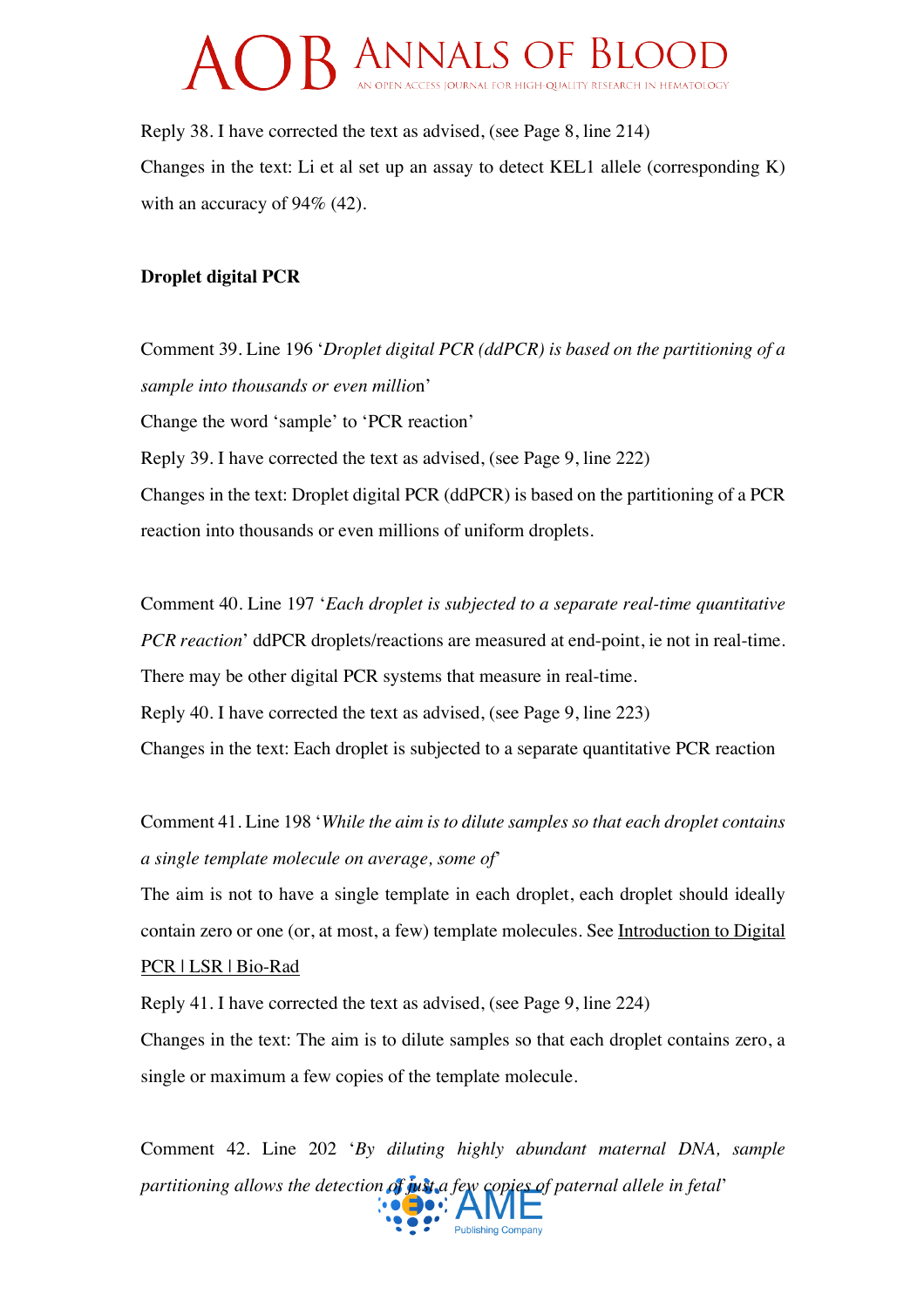Reply 38. I have corrected the text as advised, (see Page 8, line 214)

Changes in the text: Li et al set up an assay to detect KEL1 allele (corresponding K) with an accuracy of 94% (42).

**Droplet digital PCR**

Comment 39. Line 196 '*Droplet digital PCR (ddPCR) is based on the partitioning of a sample into thousands or even millio*n'

Change the word 'sample' to 'PCR reaction'

Reply 39. I have corrected the text as advised, (see Page 9, line 222)

Changes in the text: Droplet digital PCR (ddPCR) is based on the partitioning of a PCR reaction into thousands or even millions of uniform droplets.

Comment 40. Line 197 '*Each droplet is subjected to a separate real-time quantitative PCR reaction*' ddPCR droplets/reactions are measured at end-point, ie not in real-time. There may be other digital PCR systems that measure in real-time.

Reply 40. I have corrected the text as advised, (see Page 9, line 223)

Changes in the text: Each droplet is subjected to a separate quantitative PCR reaction

Comment 41. Line 198 '*While the aim is to dilute samples so that each droplet contains a single template molecule on average, some of*'

The aim is not to have a single template in each droplet, each droplet should ideally contain zero or one (or, at most, a few) template molecules. See Introduction to Digital PCR | LSR | Bio-Rad

Reply 41. I have corrected the text as advised, (see Page 9, line 224)

Changes in the text: The aim is to dilute samples so that each droplet contains zero, a single or maximum a few copies of the template molecule.

Comment 42. Line 202 '*By diluting highly abundant maternal DNA, sample partitioning allows the detection of just a few copies of paternal allele in fetal*'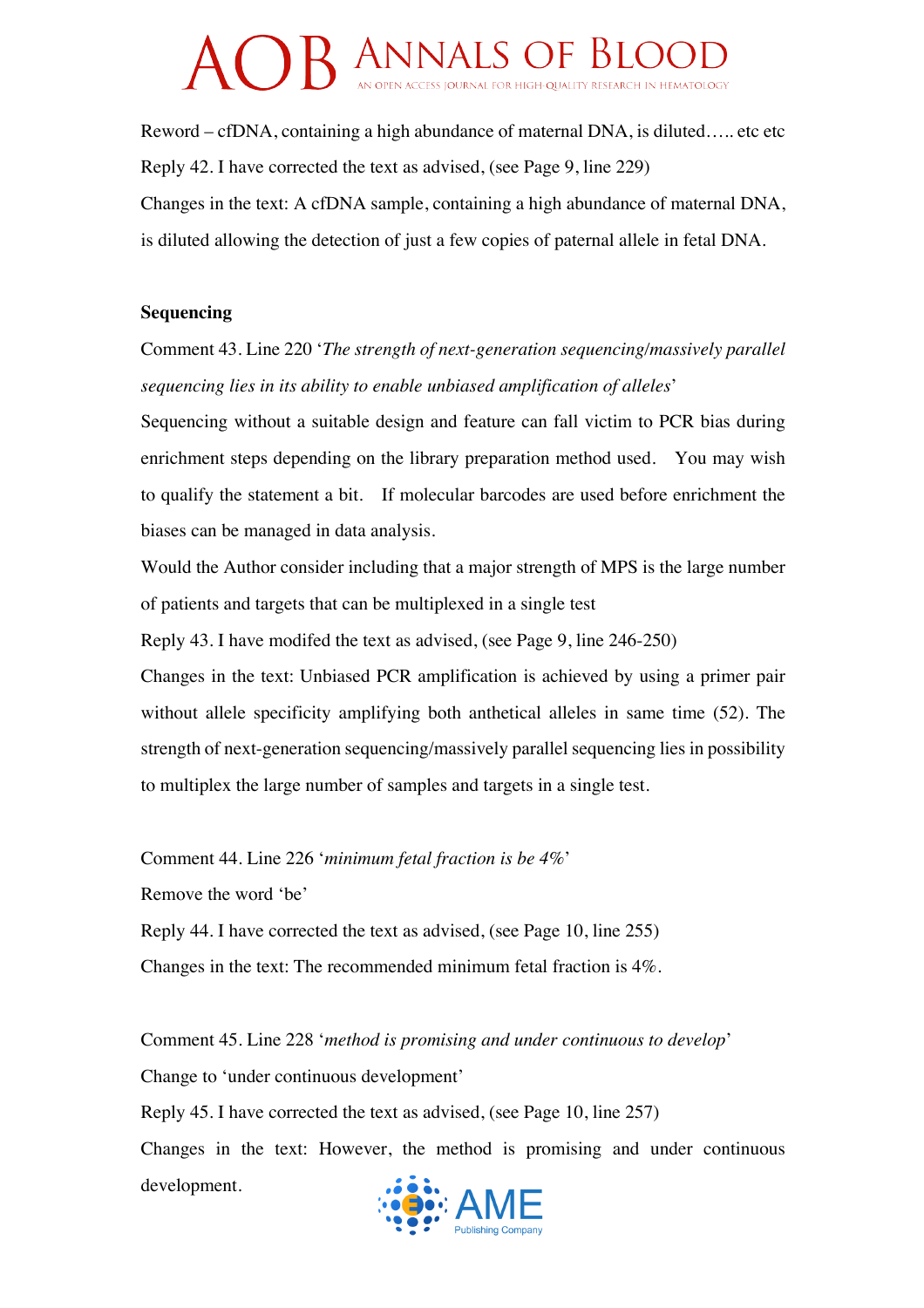Reword – cfDNA, containing a high abundance of maternal DNA, is diluted….. etc etc

Reply 42. I have corrected the text as advised, (see Page 9, line 229)

Changes in the text: A cfDNA sample, containing a high abundance of maternal DNA, is diluted allowing the detection of just a few copies of paternal allele in fetal DNA.

**Sequencing**

Comment 43. Line 220 '*The strength of next-generation sequencing/massively parallel sequencing lies in its ability to enable unbiased amplification of alleles*'

Sequencing without a suitable design and feature can fall victim to PCR bias during enrichment steps depending on the library preparation method used. You may wish to qualify the statement a bit. If molecular barcodes are used before enrichment the biases can be managed in data analysis.

Would the Author consider including that a major strength of MPS is the large number of patients and targets that can be multiplexed in a single test

Reply 43. I have modifed the text as advised, (see Page 9, line 246-250)

Changes in the text: Unbiased PCR amplification is achieved by using a primer pair without allele specificity amplifying both anthetical alleles in same time (52). The strength of next-generation sequencing/massively parallel sequencing lies in possibility to multiplex the large number of samples and targets in a single test.

Comment 44. Line 226 '*minimum fetal fraction is be 4%*'

Remove the word 'be'

Reply 44. I have corrected the text as advised, (see Page 10, line 255)

Changes in the text: The recommended minimum fetal fraction is 4%.

Comment 45. Line 228 '*method is promising and under continuous to develop*'

Change to 'under continuous development'

Reply 45. I have corrected the text as advised, (see Page 10, line 257)

Changes in the text: However, the method is promising and under continuous development.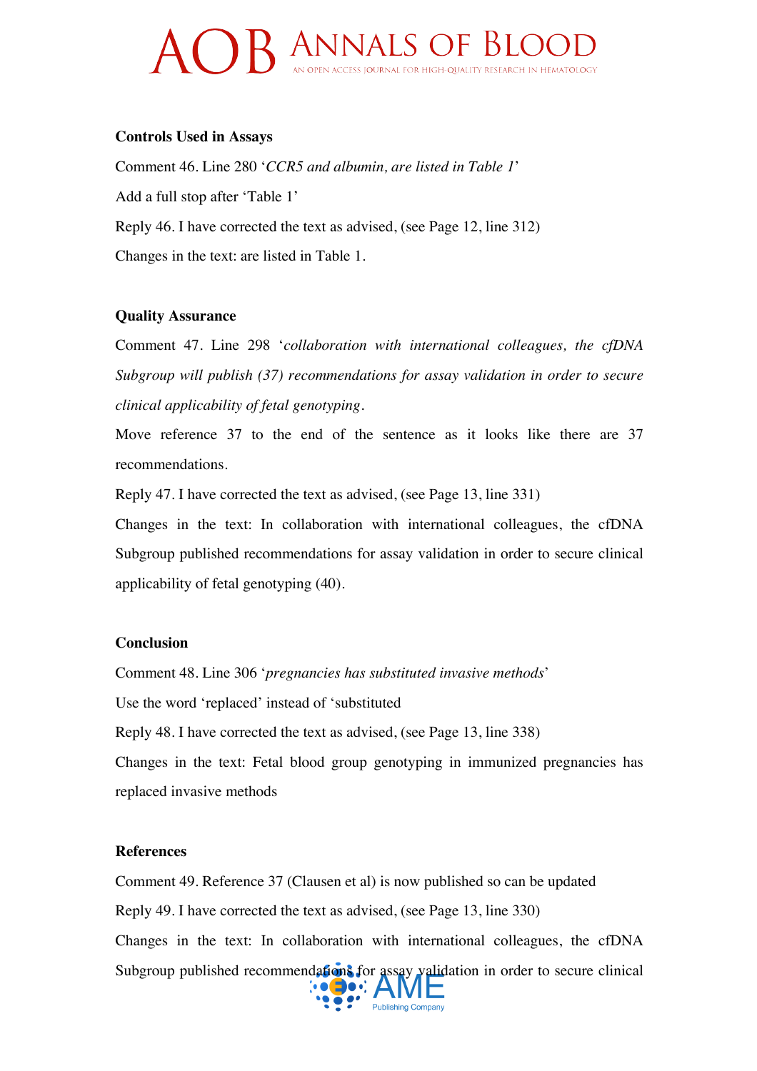**Controls Used in Assays**

Comment 46. Line 280 '*CCR5 and albumin, are listed in Table 1*'

Add a full stop after 'Table 1'

Reply 46. I have corrected the text as advised, (see Page 12, line 312)

Changes in the text: are listed in Table 1.

**Quality Assurance**

Comment 47. Line 298 '*collaboration with international colleagues, the cfDNA Subgroup will publish (37) recommendations for assay validation in order to secure clinical applicability of fetal genotyping*.

Move reference 37 to the end of the sentence as it looks like there are 37 recommendations.

Reply 47. I have corrected the text as advised, (see Page 13, line 331)

Changes in the text: In collaboration with international colleagues, the cfDNA Subgroup published recommendations for assay validation in order to secure clinical applicability of fetal genotyping (40).

**Conclusion**

Comment 48. Line 306 '*pregnancies has substituted invasive methods*'

Use the word 'replaced' instead of 'substituted

Reply 48. I have corrected the text as advised, (see Page 13, line 338)

Changes in the text: Fetal blood group genotyping in immunized pregnancies has replaced invasive methods

**References**

Comment 49. Reference 37 (Clausen et al) is now published so can be updated

Reply 49. I have corrected the text as advised, (see Page 13, line 330)

Changes in the text: In collaboration with international colleagues, the cfDNA Subgroup published recommendations for assay validation in order to secure clinical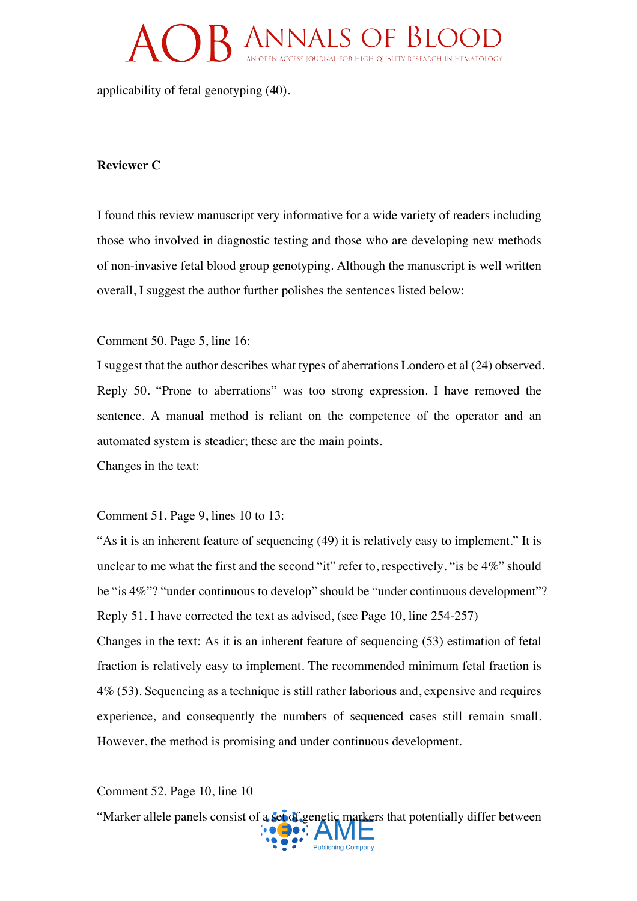applicability of fetal genotyping (40).

**Reviewer C**

I found this review manuscript very informative for a wide variety of readers including those who involved in diagnostic testing and those who are developing new methods of non-invasive fetal blood group genotyping. Although the manuscript is well written overall, I suggest the author further polishes the sentences listed below:

Comment 50. Page 5, line 16:

I suggest that the author describes what types of aberrations Londero et al (24) observed.

Reply 50. "Prone to aberrations" was too strong expression. I have removed the sentence. A manual method is reliant on the competence of the operator and an automated system is steadier; these are the main points.

Changes in the text:

Comment 51. Page 9, lines 10 to 13:

"As it is an inherent feature of sequencing (49) it is relatively easy to implement." It is unclear to me what the first and the second "it" refer to, respectively. "is be 4%" should be "is 4%"? "under continuous to develop" should be "under continuous development"?

Reply 51. I have corrected the text as advised, (see Page 10, line 254-257)

Changes in the text: As it is an inherent feature of sequencing (53) estimation of fetal fraction is relatively easy to implement. The recommended minimum fetal fraction is 4% (53). Sequencing as a technique is still rather laborious and, expensive and requires experience, and consequently the numbers of sequenced cases still remain small. However, the method is promising and under continuous development.

Comment 52. Page 10, line 10

"Marker allele panels consist of a set of genetic markers that potentially differ between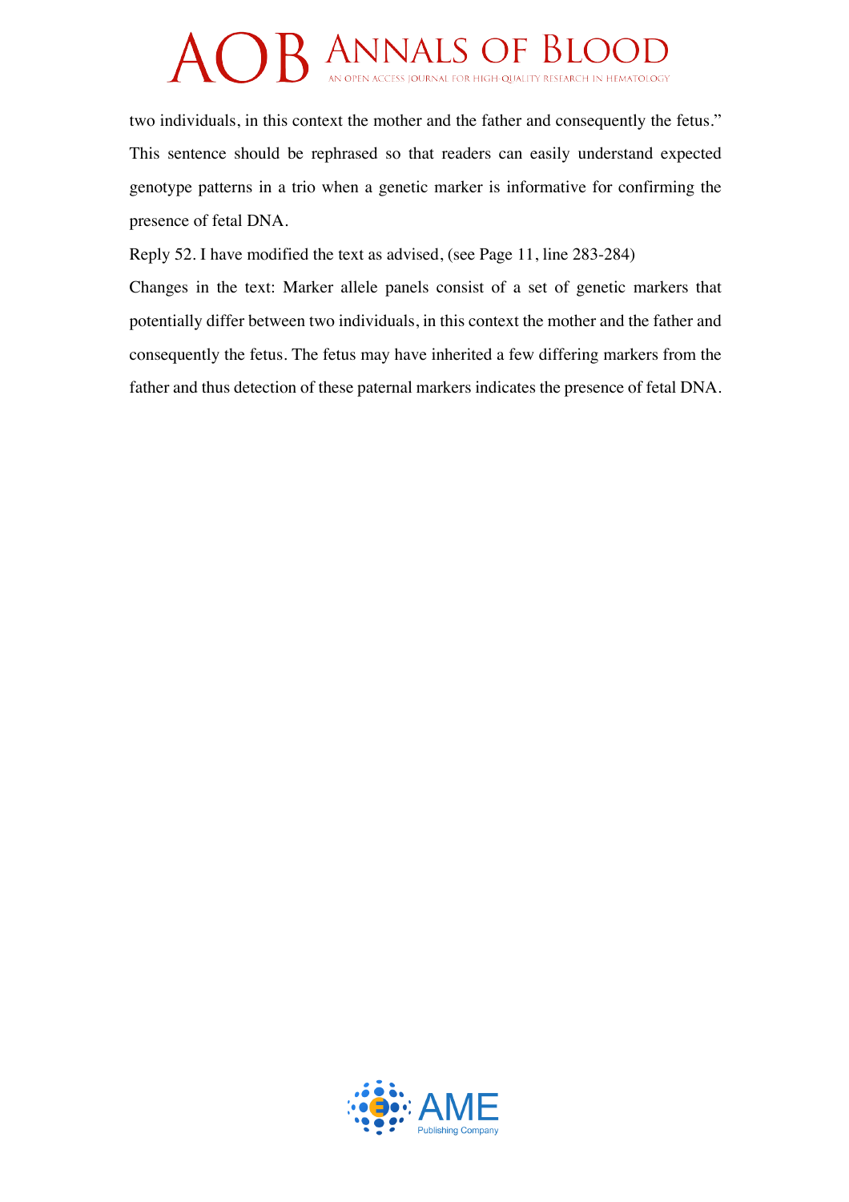two individuals, in this context the mother and the father and consequently the fetus." This sentence should be rephrased so that readers can easily understand expected genotype patterns in a trio when a genetic marker is informative for confirming the presence of fetal DNA.

Reply 52. I have modified the text as advised, (see Page 11, line 283-284)

Changes in the text: Marker allele panels consist of a set of genetic markers that potentially differ between two individuals, in this context the mother and the father and consequently the fetus. The fetus may have inherited a few differing markers from the father and thus detection of these paternal markers indicates the presence of fetal DNA.